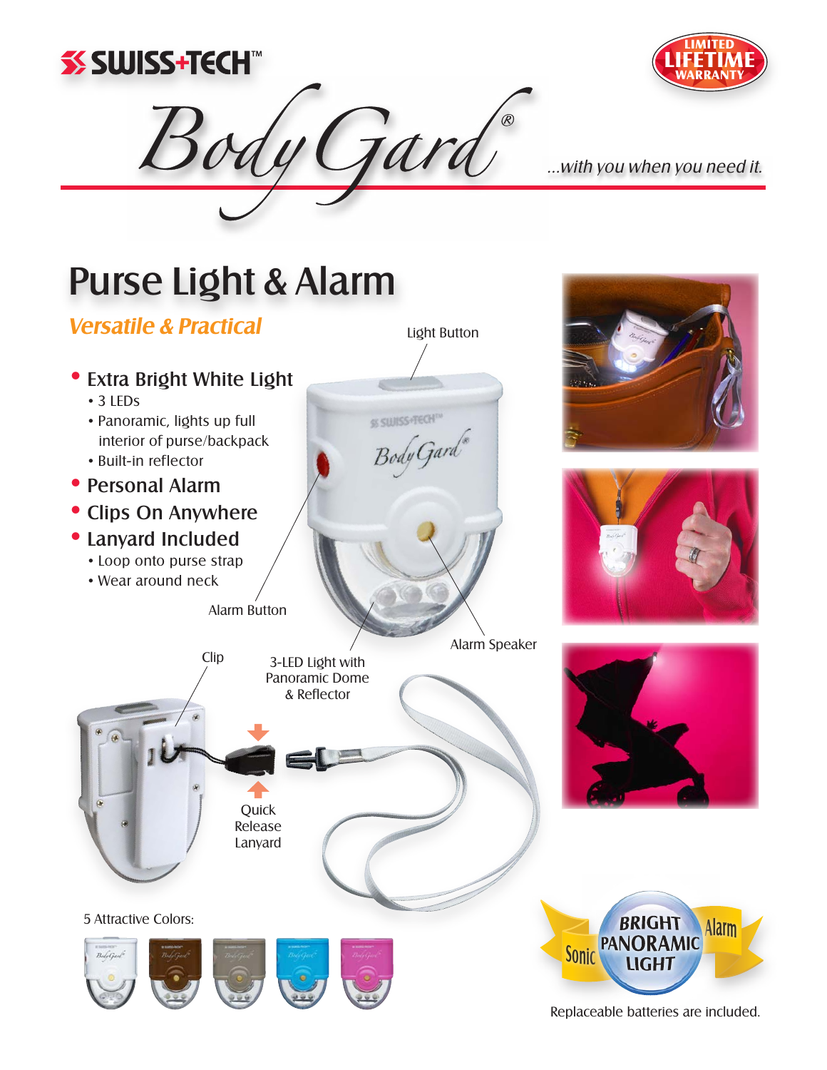SWISS+TECH™

LIMITED LIFETIME WARRANTY

# BodyGard®

...with you when you need it.

## Purse Light & Alarm

*Versatile & Practical*

- **Extra Bright White Light**
  - 3 LEDs
  - Panoramic, lights up full interior of purse/backpack
  - Built-in reflector
- **Personal Alarm**
- **Clips On Anywhere**
- **Lanyard Included**
  - Loop onto purse strap
  - Wear around neck

Light Button

Alarm Button

Alarm Speaker

Clip

3-LED Light with Panoramic Dome & Reflector

Quick Release Lanyard

5 Attractive Colors:

Sonic BRIGHT PANORAMIC LIGHT Alarm

Replaceable batteries are included.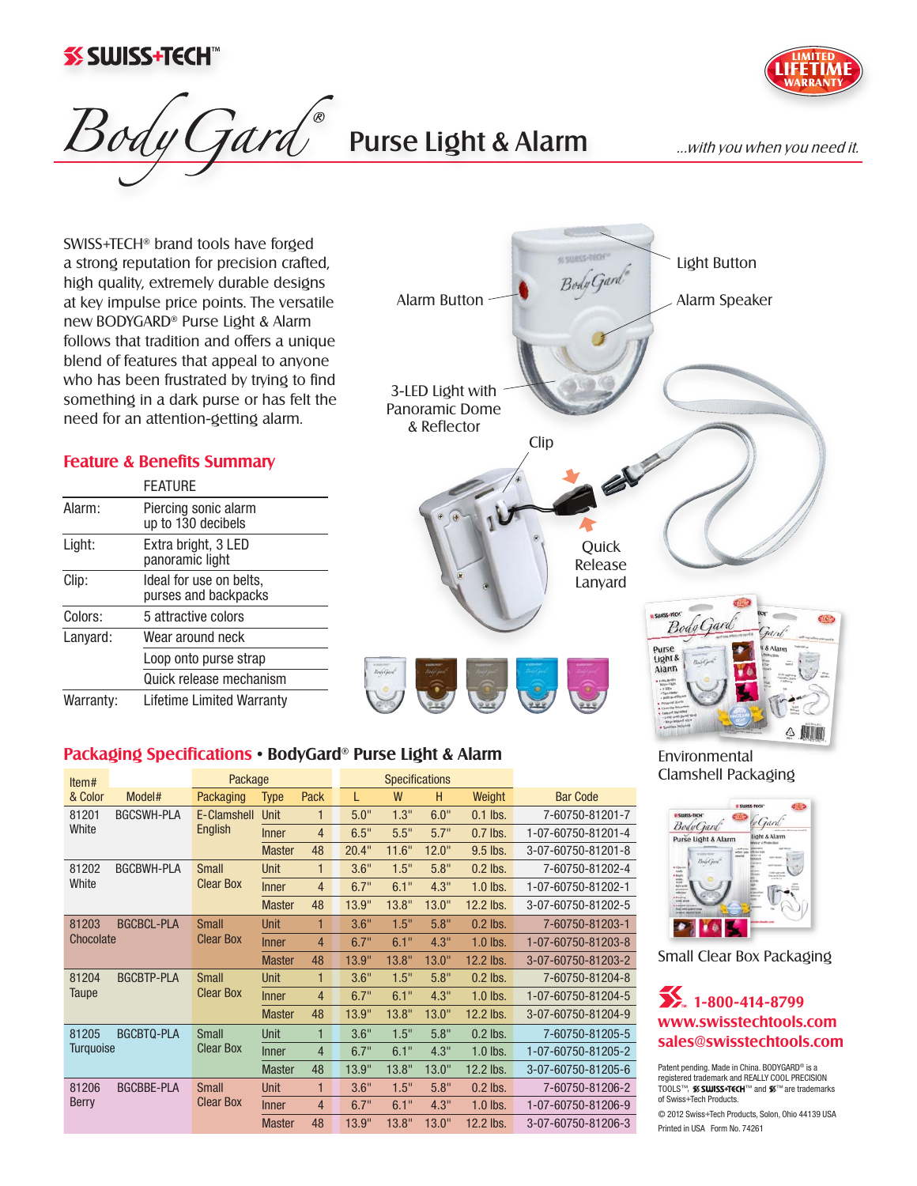SWISS+TECH™

LIMITED LIFETIME WARRANTY

# BodyGard® Purse Light & Alarm

*...with you when you need it.*

SWISS+TECH® brand tools have forged a strong reputation for precision crafted, high quality, extremely durable designs at key impulse price points. The versatile new BODYGARD® Purse Light & Alarm follows that tradition and offers a unique blend of features that appeal to anyone who has been frustrated by trying to find something in a dark purse or has felt the need for an attention-getting alarm.

Light Button

Alarm Button

Alarm Speaker

3-LED Light with Panoramic Dome & Reflector

Clip

Quick Release Lanyard

## Feature & Benefits Summary

| | FEATURE |
|---|---|
| Alarm: | Piercing sonic alarm up to 130 decibels |
| Light: | Extra bright, 3 LED panoramic light |
| Clip: | Ideal for use on belts, purses and backpacks |
| Colors: | 5 attractive colors |
| Lanyard: | Wear around neck |
| | Loop onto purse strap |
| | Quick release mechanism |
| Warranty: | Lifetime Limited Warranty |

Environmental Clamshell Packaging

Small Clear Box Packaging

## Packaging Specifications • BodyGard® Purse Light & Alarm

| Item# & Color | Model# | Package Packaging | Type | Pack | Specifications L | W | H | Weight | Bar Code |
|---|---|---|---|---|---|---|---|---|---|
| 81201 White | BGCSWH-PLA | E-Clamshell English | Unit | 1 | 5.0" | 1.3" | 6.0" | 0.1 lbs. | 7-60750-81201-7 |
| | | | Inner | 4 | 6.5" | 5.5" | 5.7" | 0.7 lbs. | 1-07-60750-81201-4 |
| | | | Master | 48 | 20.4" | 11.6" | 12.0" | 9.5 lbs. | 3-07-60750-81201-8 |
| 81202 White | BGCBWH-PLA | Small Clear Box | Unit | 1 | 3.6" | 1.5" | 5.8" | 0.2 lbs. | 7-60750-81202-4 |
| | | | Inner | 4 | 6.7" | 6.1" | 4.3" | 1.0 lbs. | 1-07-60750-81202-1 |
| | | | Master | 48 | 13.9" | 13.8" | 13.0" | 12.2 lbs. | 3-07-60750-81202-5 |
| 81203 Chocolate | BGCBCL-PLA | Small Clear Box | Unit | 1 | 3.6" | 1.5" | 5.8" | 0.2 lbs. | 7-60750-81203-1 |
| | | | Inner | 4 | 6.7" | 6.1" | 4.3" | 1.0 lbs. | 1-07-60750-81203-8 |
| | | | Master | 48 | 13.9" | 13.8" | 13.0" | 12.2 lbs. | 3-07-60750-81203-2 |
| 81204 Taupe | BGCBTP-PLA | Small Clear Box | Unit | 1 | 3.6" | 1.5" | 5.8" | 0.2 lbs. | 7-60750-81204-8 |
| | | | Inner | 4 | 6.7" | 6.1" | 4.3" | 1.0 lbs. | 1-07-60750-81204-5 |
| | | | Master | 48 | 13.9" | 13.8" | 13.0" | 12.2 lbs. | 3-07-60750-81204-9 |
| 81205 Turquoise | BGCBTQ-PLA | Small Clear Box | Unit | 1 | 3.6" | 1.5" | 5.8" | 0.2 lbs. | 7-60750-81205-5 |
| | | | Inner | 4 | 6.7" | 6.1" | 4.3" | 1.0 lbs. | 1-07-60750-81205-2 |
| | | | Master | 48 | 13.9" | 13.8" | 13.0" | 12.2 lbs. | 3-07-60750-81205-6 |
| 81206 Berry | BGCBBE-PLA | Small Clear Box | Unit | 1 | 3.6" | 1.5" | 5.8" | 0.2 lbs. | 7-60750-81206-2 |
| | | | Inner | 4 | 6.7" | 6.1" | 4.3" | 1.0 lbs. | 1-07-60750-81206-9 |
| | | | Master | 48 | 13.9" | 13.8" | 13.0" | 12.2 lbs. | 3-07-60750-81206-3 |

**1-800-414-8799**
**www.swisstechtools.com**
**sales@swisstechtools.com**

Patent pending. Made in China. BODYGARD® is a registered trademark and REALLY COOL PRECISION TOOLS™, SWISS+TECH™ and ™ are trademarks of Swiss+Tech Products.

© 2012 Swiss+Tech Products, Solon, Ohio 44139 USA

Printed in USA Form No. 74261